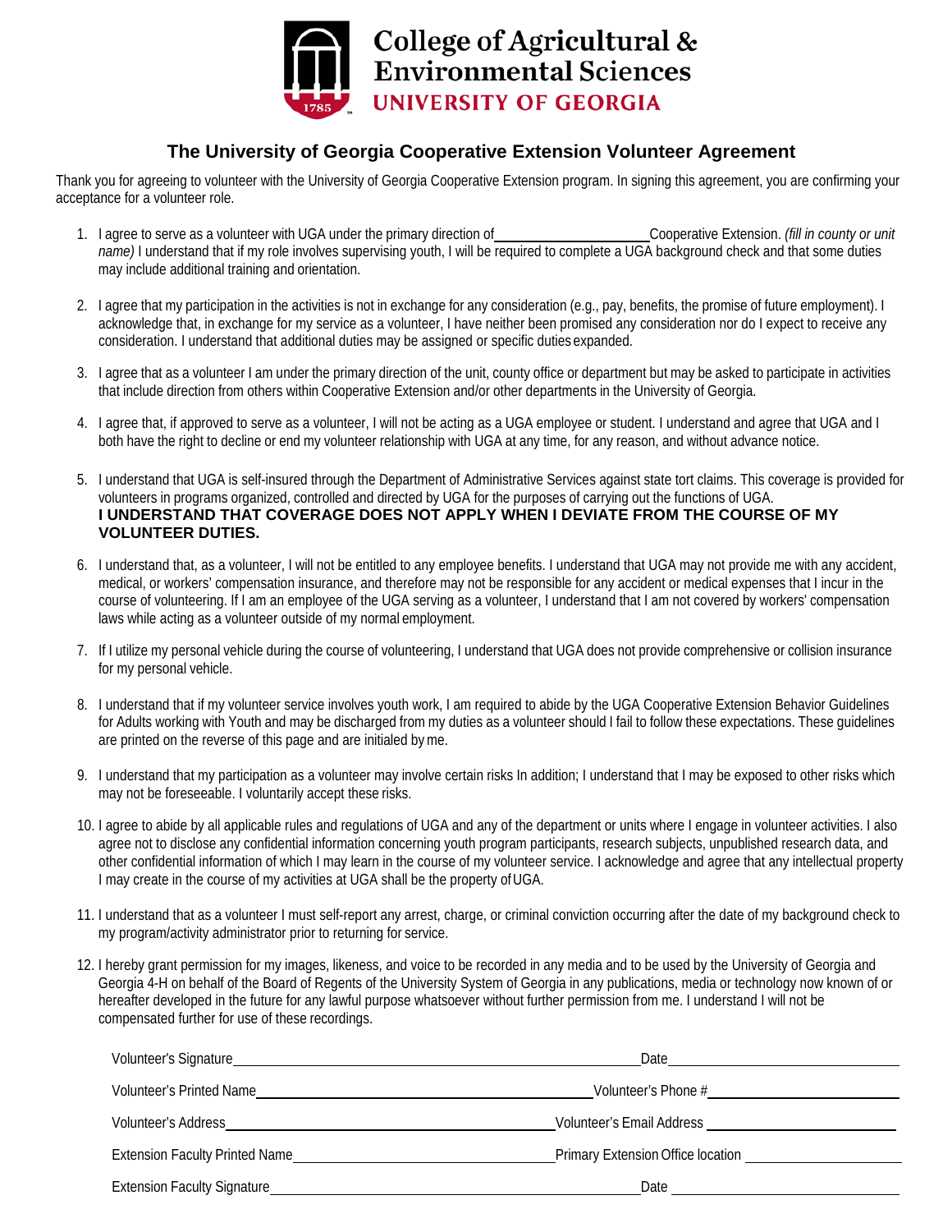College of Agricultural & Environmental Sciences
UNIVERSITY OF GEORGIA

## The University of Georgia Cooperative Extension Volunteer Agreement

Thank you for agreeing to volunteer with the University of Georgia Cooperative Extension program. In signing this agreement, you are confirming your acceptance for a volunteer role.

1. I agree to serve as a volunteer with UGA under the primary direction of ____________________ Cooperative Extension. *(fill in county or unit name)* I understand that if my role involves supervising youth, I will be required to complete a UGA background check and that some duties may include additional training and orientation.

2. I agree that my participation in the activities is not in exchange for any consideration (e.g., pay, benefits, the promise of future employment). I acknowledge that, in exchange for my service as a volunteer, I have neither been promised any consideration nor do I expect to receive any consideration. I understand that additional duties may be assigned or specific duties expanded.

3. I agree that as a volunteer I am under the primary direction of the unit, county office or department but may be asked to participate in activities that include direction from others within Cooperative Extension and/or other departments in the University of Georgia.

4. I agree that, if approved to serve as a volunteer, I will not be acting as a UGA employee or student. I understand and agree that UGA and I both have the right to decline or end my volunteer relationship with UGA at any time, for any reason, and without advance notice.

5. I understand that UGA is self-insured through the Department of Administrative Services against state tort claims. This coverage is provided for volunteers in programs organized, controlled and directed by UGA for the purposes of carrying out the functions of UGA.
**I UNDERSTAND THAT COVERAGE DOES NOT APPLY WHEN I DEVIATE FROM THE COURSE OF MY VOLUNTEER DUTIES.**

6. I understand that, as a volunteer, I will not be entitled to any employee benefits. I understand that UGA may not provide me with any accident, medical, or workers' compensation insurance, and therefore may not be responsible for any accident or medical expenses that I incur in the course of volunteering. If I am an employee of the UGA serving as a volunteer, I understand that I am not covered by workers' compensation laws while acting as a volunteer outside of my normal employment.

7. If I utilize my personal vehicle during the course of volunteering, I understand that UGA does not provide comprehensive or collision insurance for my personal vehicle.

8. I understand that if my volunteer service involves youth work, I am required to abide by the UGA Cooperative Extension Behavior Guidelines for Adults working with Youth and may be discharged from my duties as a volunteer should I fail to follow these expectations. These guidelines are printed on the reverse of this page and are initialed by me.

9. I understand that my participation as a volunteer may involve certain risks In addition; I understand that I may be exposed to other risks which may not be foreseeable. I voluntarily accept these risks.

10. I agree to abide by all applicable rules and regulations of UGA and any of the department or units where I engage in volunteer activities. I also agree not to disclose any confidential information concerning youth program participants, research subjects, unpublished research data, and other confidential information of which I may learn in the course of my volunteer service. I acknowledge and agree that any intellectual property I may create in the course of my activities at UGA shall be the property of UGA.

11. I understand that as a volunteer I must self-report any arrest, charge, or criminal conviction occurring after the date of my background check to my program/activity administrator prior to returning for service.

12. I hereby grant permission for my images, likeness, and voice to be recorded in any media and to be used by the University of Georgia and Georgia 4-H on behalf of the Board of Regents of the University System of Georgia in any publications, media or technology now known of or hereafter developed in the future for any lawful purpose whatsoever without further permission from me. I understand I will not be compensated further for use of these recordings.

Volunteer's Signature ______________________________ Date ____________________

Volunteer's Printed Name ______________________________ Volunteer's Phone # ____________________

Volunteer's Address ______________________________ Volunteer's Email Address ____________________

Extension Faculty Printed Name ______________________________ Primary Extension Office location ____________________

Extension Faculty Signature ______________________________ Date ____________________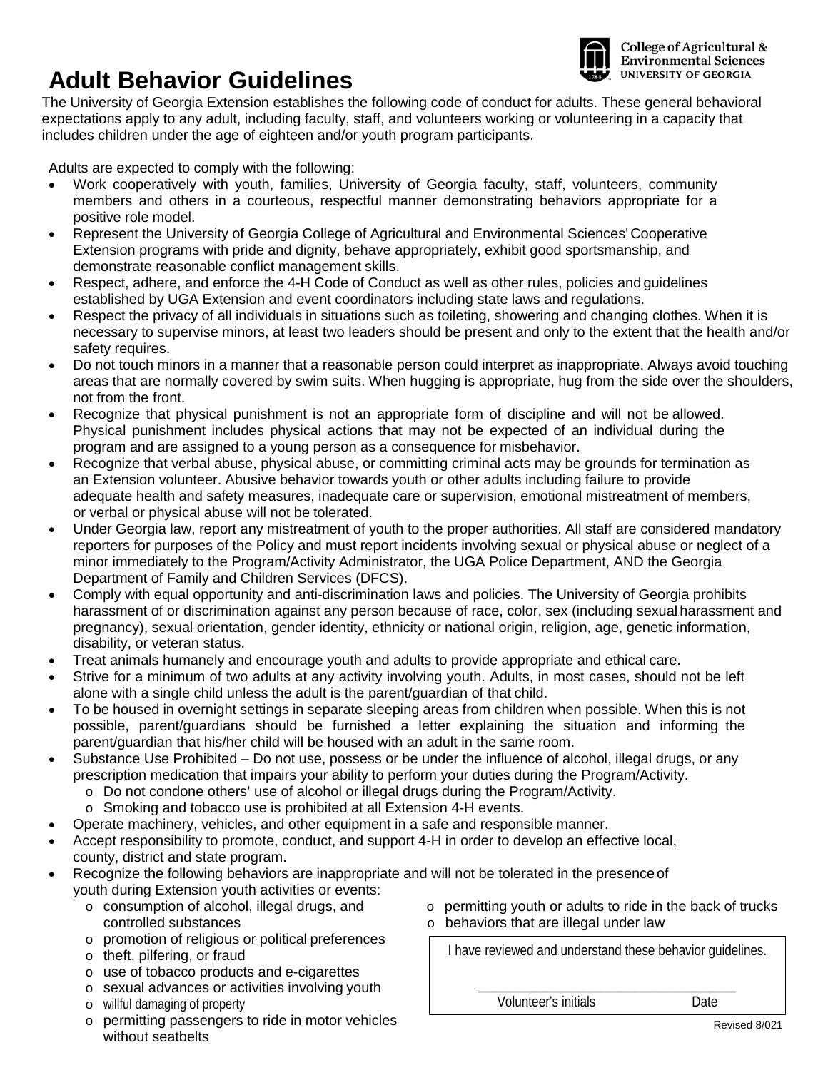College of Agricultural & Environmental Sciences
UNIVERSITY OF GEORGIA

# Adult Behavior Guidelines

The University of Georgia Extension establishes the following code of conduct for adults. These general behavioral expectations apply to any adult, including faculty, staff, and volunteers working or volunteering in a capacity that includes children under the age of eighteen and/or youth program participants.

Adults are expected to comply with the following:

- Work cooperatively with youth, families, University of Georgia faculty, staff, volunteers, community members and others in a courteous, respectful manner demonstrating behaviors appropriate for a positive role model.
- Represent the University of Georgia College of Agricultural and Environmental Sciences' Cooperative Extension programs with pride and dignity, behave appropriately, exhibit good sportsmanship, and demonstrate reasonable conflict management skills.
- Respect, adhere, and enforce the 4-H Code of Conduct as well as other rules, policies and guidelines established by UGA Extension and event coordinators including state laws and regulations.
- Respect the privacy of all individuals in situations such as toileting, showering and changing clothes. When it is necessary to supervise minors, at least two leaders should be present and only to the extent that the health and/or safety requires.
- Do not touch minors in a manner that a reasonable person could interpret as inappropriate. Always avoid touching areas that are normally covered by swim suits. When hugging is appropriate, hug from the side over the shoulders, not from the front.
- Recognize that physical punishment is not an appropriate form of discipline and will not be allowed. Physical punishment includes physical actions that may not be expected of an individual during the program and are assigned to a young person as a consequence for misbehavior.
- Recognize that verbal abuse, physical abuse, or committing criminal acts may be grounds for termination as an Extension volunteer. Abusive behavior towards youth or other adults including failure to provide adequate health and safety measures, inadequate care or supervision, emotional mistreatment of members, or verbal or physical abuse will not be tolerated.
- Under Georgia law, report any mistreatment of youth to the proper authorities. All staff are considered mandatory reporters for purposes of the Policy and must report incidents involving sexual or physical abuse or neglect of a minor immediately to the Program/Activity Administrator, the UGA Police Department, AND the Georgia Department of Family and Children Services (DFCS).
- Comply with equal opportunity and anti-discrimination laws and policies. The University of Georgia prohibits harassment of or discrimination against any person because of race, color, sex (including sexual harassment and pregnancy), sexual orientation, gender identity, ethnicity or national origin, religion, age, genetic information, disability, or veteran status.
- Treat animals humanely and encourage youth and adults to provide appropriate and ethical care.
- Strive for a minimum of two adults at any activity involving youth. Adults, in most cases, should not be left alone with a single child unless the adult is the parent/guardian of that child.
- To be housed in overnight settings in separate sleeping areas from children when possible. When this is not possible, parent/guardians should be furnished a letter explaining the situation and informing the parent/guardian that his/her child will be housed with an adult in the same room.
- Substance Use Prohibited – Do not use, possess or be under the influence of alcohol, illegal drugs, or any prescription medication that impairs your ability to perform your duties during the Program/Activity.
  - Do not condone others' use of alcohol or illegal drugs during the Program/Activity.
  - Smoking and tobacco use is prohibited at all Extension 4-H events.
- Operate machinery, vehicles, and other equipment in a safe and responsible manner.
- Accept responsibility to promote, conduct, and support 4-H in order to develop an effective local, county, district and state program.
- Recognize the following behaviors are inappropriate and will not be tolerated in the presence of youth during Extension youth activities or events:
  - consumption of alcohol, illegal drugs, and controlled substances
  - promotion of religious or political preferences
  - theft, pilfering, or fraud
  - use of tobacco products and e-cigarettes
  - sexual advances or activities involving youth
  - willful damaging of property
  - permitting passengers to ride in motor vehicles without seatbelts
  - permitting youth or adults to ride in the back of trucks
  - behaviors that are illegal under law

I have reviewed and understand these behavior guidelines.

______________________________

Volunteer's initials          Date

Revised 8/021